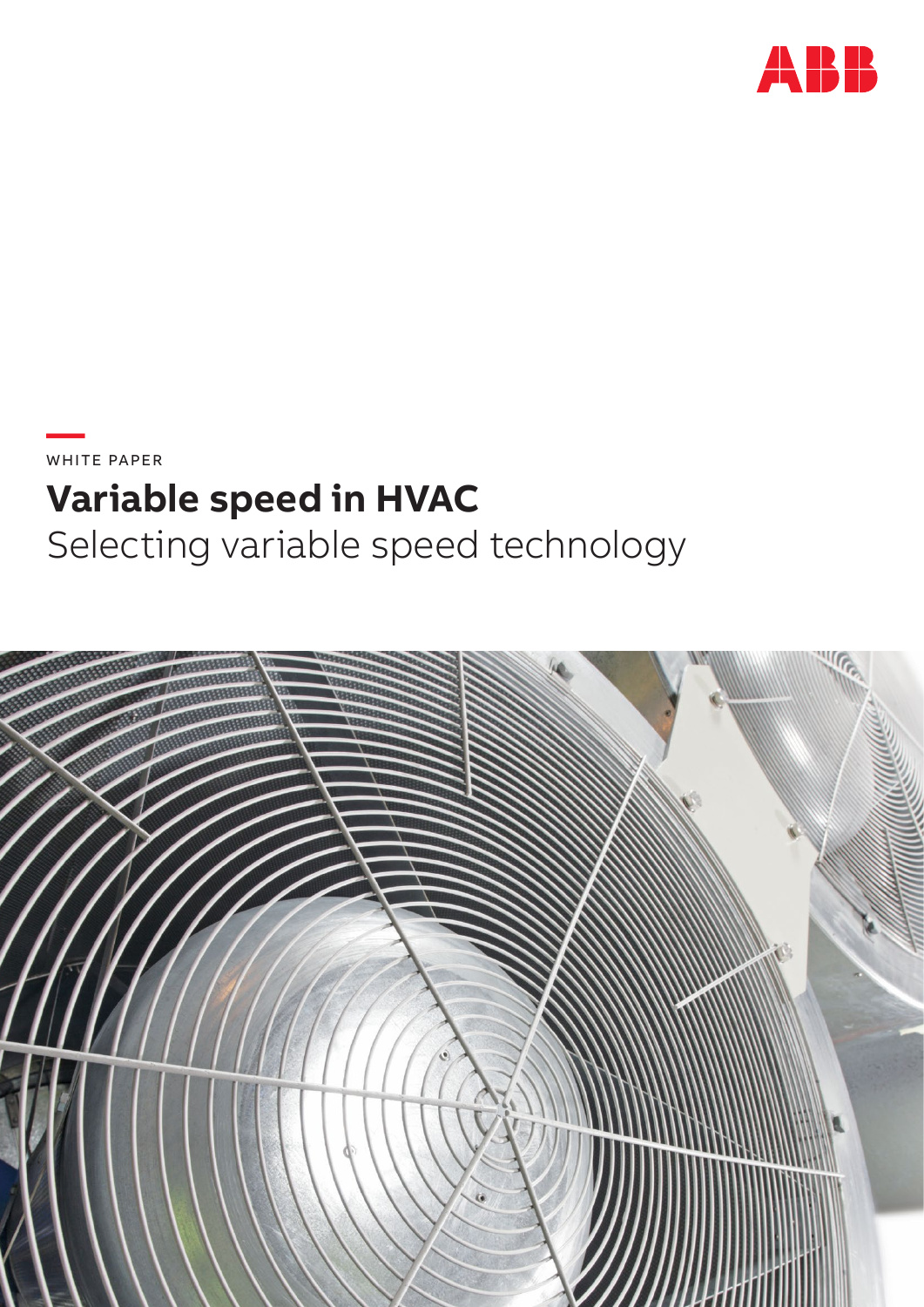WHITE PAPER

# Variable speed in HVAC

## Selecting variable speed technology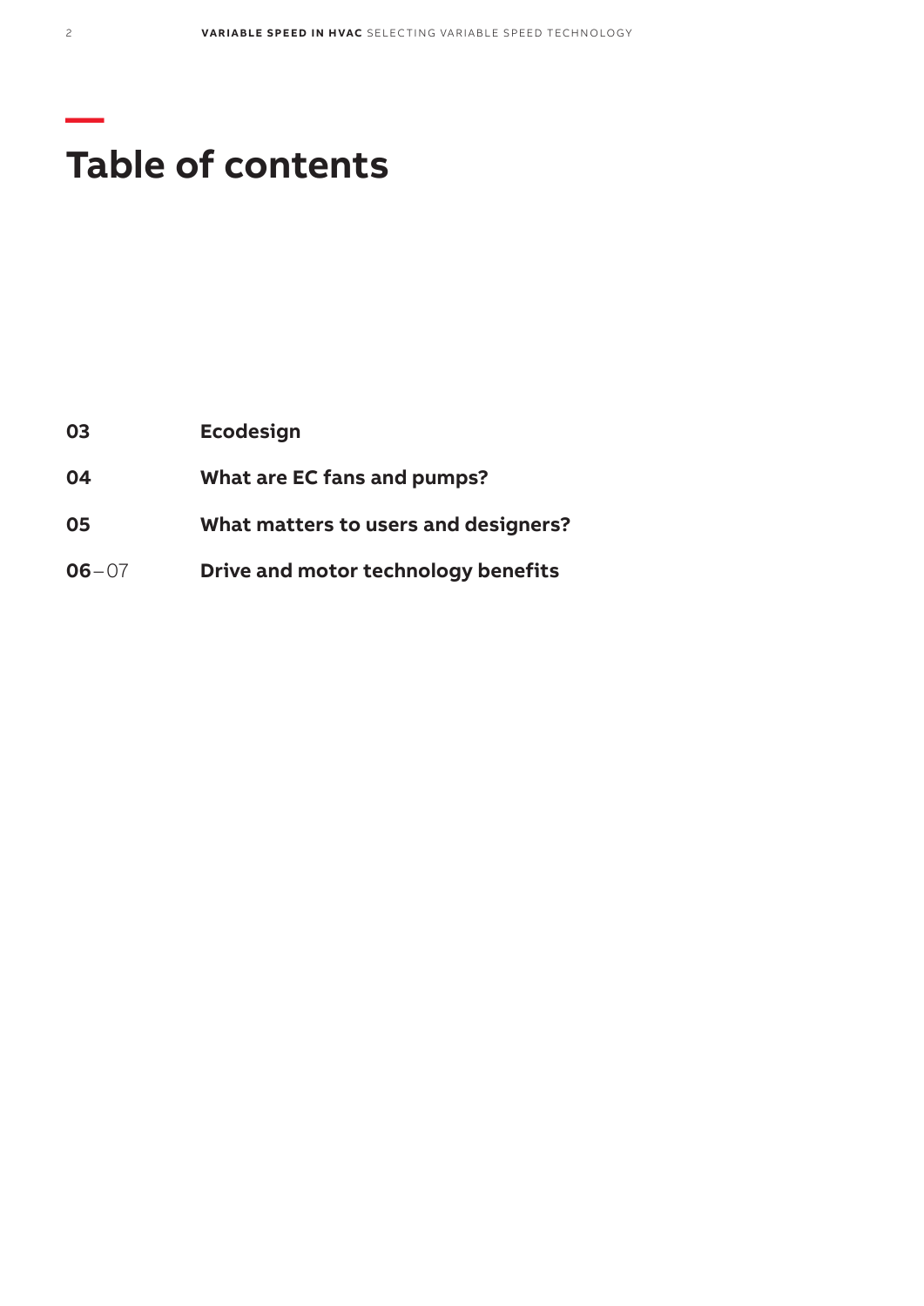# Table of contents

| | |
|---|---|
| **03** | **Ecodesign** |
| **04** | **What are EC fans and pumps?** |
| **05** | **What matters to users and designers?** |
| **06**–07 | **Drive and motor technology benefits** |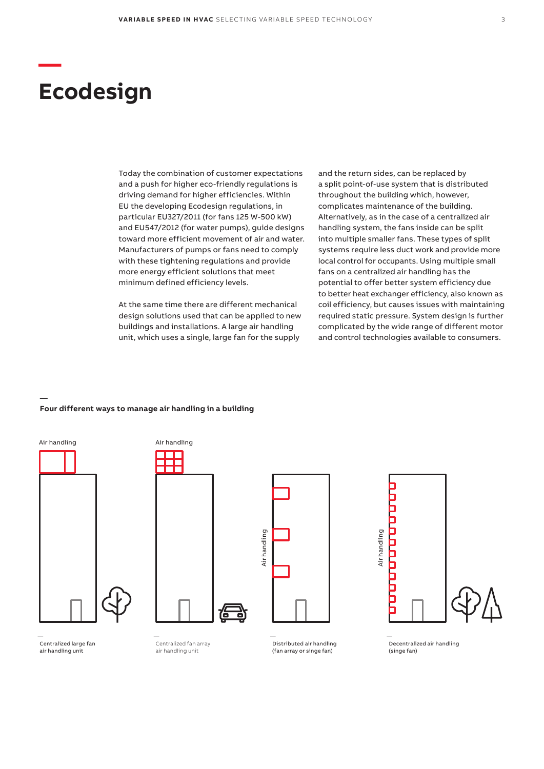# Ecodesign

Today the combination of customer expectations and a push for higher eco-friendly regulations is driving demand for higher efficiencies. Within EU the developing Ecodesign regulations, in particular EU327/2011 (for fans 125 W-500 kW) and EU547/2012 (for water pumps), guide designs toward more efficient movement of air and water. Manufacturers of pumps or fans need to comply with these tightening regulations and provide more energy efficient solutions that meet minimum defined efficiency levels.

At the same time there are different mechanical design solutions used that can be applied to new buildings and installations. A large air handling unit, which uses a single, large fan for the supply and the return sides, can be replaced by a split point-of-use system that is distributed throughout the building which, however, complicates maintenance of the building. Alternatively, as in the case of a centralized air handling system, the fans inside can be split into multiple smaller fans. These types of split systems require less duct work and provide more local control for occupants. Using multiple small fans on a centralized air handling has the potential to offer better system efficiency due to better heat exchanger efficiency, also known as coil efficiency, but causes issues with maintaining required static pressure. System design is further complicated by the wide range of different motor and control technologies available to consumers.

**Four different ways to manage air handling in a building**

Air handling

Air handling

Air handling

Air handling

Centralized large fan air handling unit

Centralized fan array air handling unit

Distributed air handling (fan array or singe fan)

Decentralized air handling (singe fan)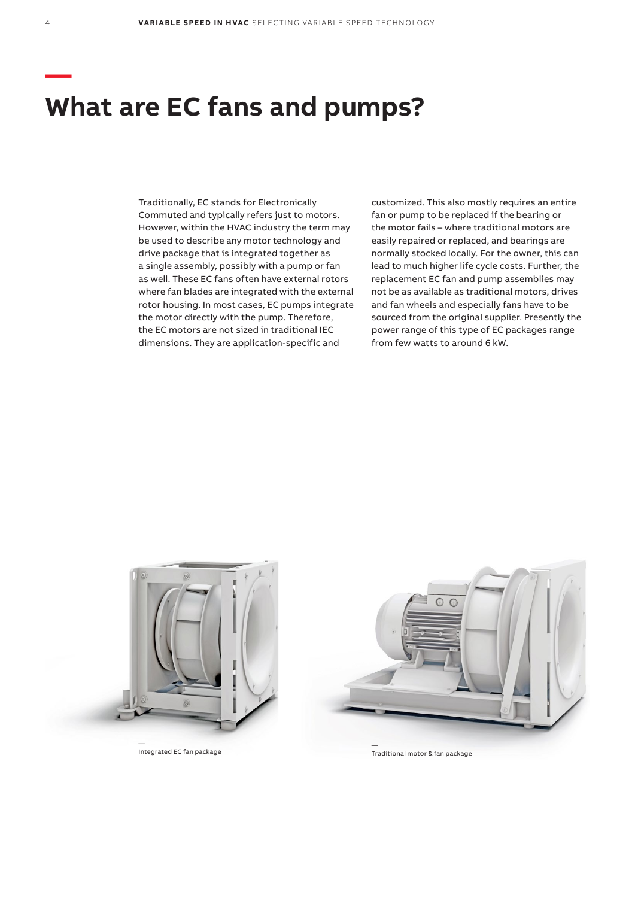# What are EC fans and pumps?

Traditionally, EC stands for Electronically Commuted and typically refers just to motors. However, within the HVAC industry the term may be used to describe any motor technology and drive package that is integrated together as a single assembly, possibly with a pump or fan as well. These EC fans often have external rotors where fan blades are integrated with the external rotor housing. In most cases, EC pumps integrate the motor directly with the pump. Therefore, the EC motors are not sized in traditional IEC dimensions. They are application-specific and customized. This also mostly requires an entire fan or pump to be replaced if the bearing or the motor fails – where traditional motors are easily repaired or replaced, and bearings are normally stocked locally. For the owner, this can lead to much higher life cycle costs. Further, the replacement EC fan and pump assemblies may not be as available as traditional motors, drives and fan wheels and especially fans have to be sourced from the original supplier. Presently the power range of this type of EC packages range from few watts to around 6 kW.

Integrated EC fan package

Traditional motor & fan package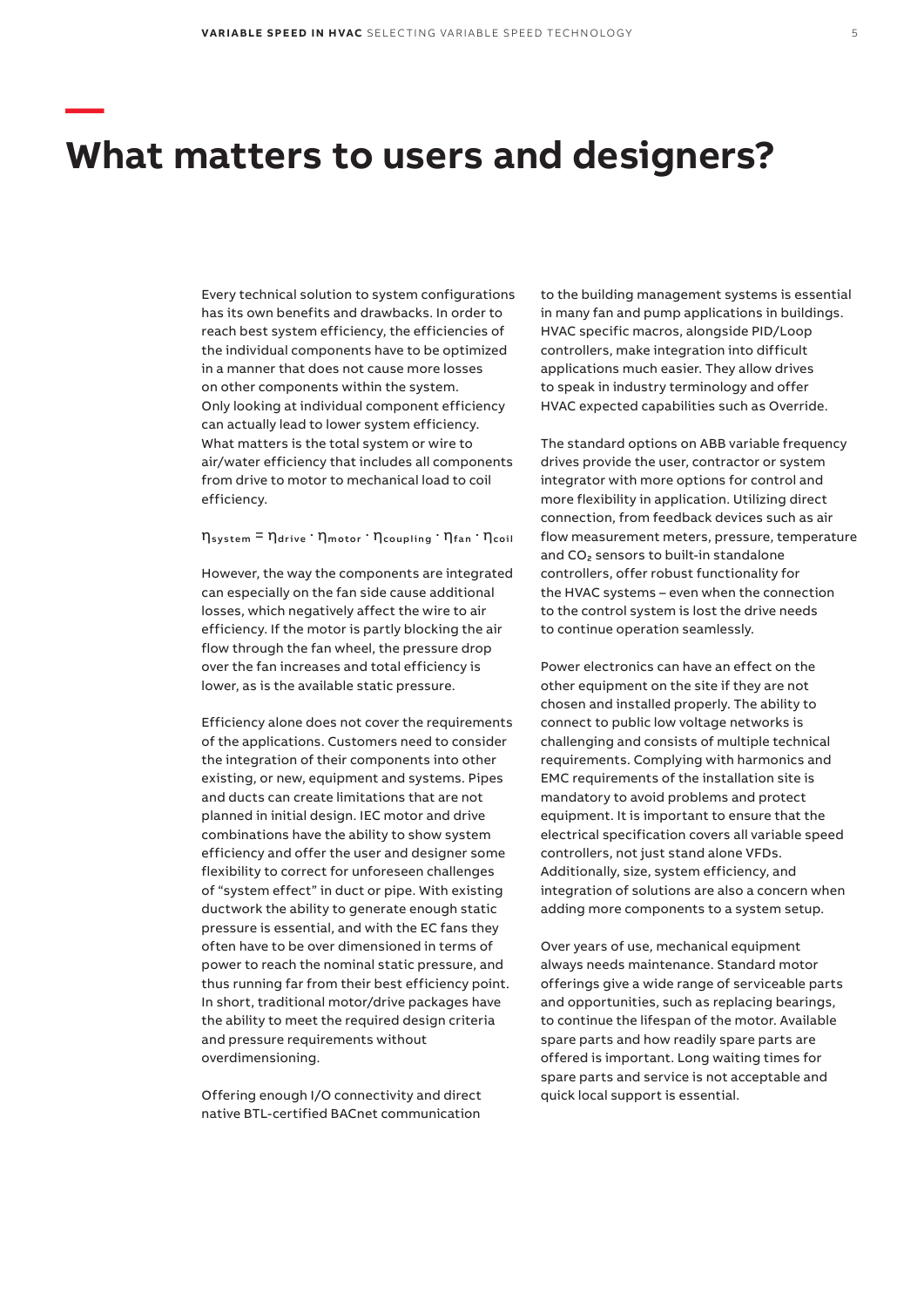# What matters to users and designers?

Every technical solution to system configurations has its own benefits and drawbacks. In order to reach best system efficiency, the efficiencies of the individual components have to be optimized in a manner that does not cause more losses on other components within the system. Only looking at individual component efficiency can actually lead to lower system efficiency. What matters is the total system or wire to air/water efficiency that includes all components from drive to motor to mechanical load to coil efficiency.

$$\eta_{system} = \eta_{drive} \cdot \eta_{motor} \cdot \eta_{coupling} \cdot \eta_{fan} \cdot \eta_{coil}$$

However, the way the components are integrated can especially on the fan side cause additional losses, which negatively affect the wire to air efficiency. If the motor is partly blocking the air flow through the fan wheel, the pressure drop over the fan increases and total efficiency is lower, as is the available static pressure.

Efficiency alone does not cover the requirements of the applications. Customers need to consider the integration of their components into other existing, or new, equipment and systems. Pipes and ducts can create limitations that are not planned in initial design. IEC motor and drive combinations have the ability to show system efficiency and offer the user and designer some flexibility to correct for unforeseen challenges of "system effect" in duct or pipe. With existing ductwork the ability to generate enough static pressure is essential, and with the EC fans they often have to be over dimensioned in terms of power to reach the nominal static pressure, and thus running far from their best efficiency point. In short, traditional motor/drive packages have the ability to meet the required design criteria and pressure requirements without overdimensioning.

Offering enough I/O connectivity and direct native BTL-certified BACnet communication to the building management systems is essential in many fan and pump applications in buildings. HVAC specific macros, alongside PID/Loop controllers, make integration into difficult applications much easier. They allow drives to speak in industry terminology and offer HVAC expected capabilities such as Override.

The standard options on ABB variable frequency drives provide the user, contractor or system integrator with more options for control and more flexibility in application. Utilizing direct connection, from feedback devices such as air flow measurement meters, pressure, temperature and $CO_2$ sensors to built-in standalone controllers, offer robust functionality for the HVAC systems – even when the connection to the control system is lost the drive needs to continue operation seamlessly.

Power electronics can have an effect on the other equipment on the site if they are not chosen and installed properly. The ability to connect to public low voltage networks is challenging and consists of multiple technical requirements. Complying with harmonics and EMC requirements of the installation site is mandatory to avoid problems and protect equipment. It is important to ensure that the electrical specification covers all variable speed controllers, not just stand alone VFDs. Additionally, size, system efficiency, and integration of solutions are also a concern when adding more components to a system setup.

Over years of use, mechanical equipment always needs maintenance. Standard motor offerings give a wide range of serviceable parts and opportunities, such as replacing bearings, to continue the lifespan of the motor. Available spare parts and how readily spare parts are offered is important. Long waiting times for spare parts and service is not acceptable and quick local support is essential.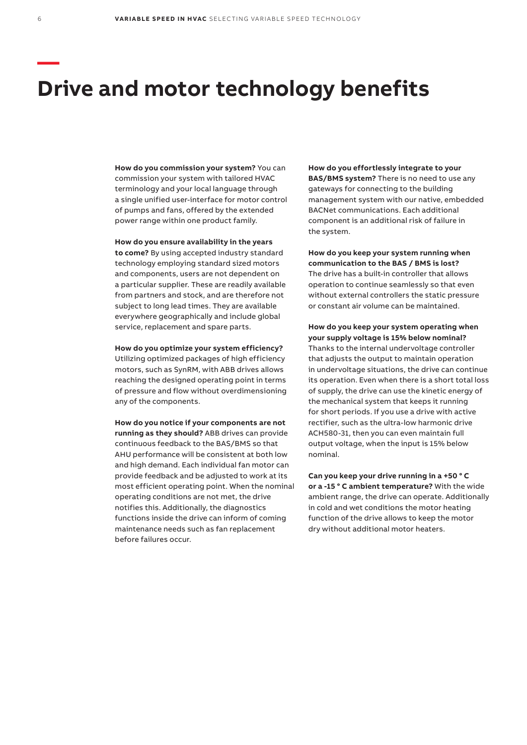# Drive and motor technology benefits

**How do you commission your system?** You can commission your system with tailored HVAC terminology and your local language through a single unified user-interface for motor control of pumps and fans, offered by the extended power range within one product family.

**How do you ensure availability in the years to come?** By using accepted industry standard technology employing standard sized motors and components, users are not dependent on a particular supplier. These are readily available from partners and stock, and are therefore not subject to long lead times. They are available everywhere geographically and include global service, replacement and spare parts.

**How do you optimize your system efficiency?** Utilizing optimized packages of high efficiency motors, such as SynRM, with ABB drives allows reaching the designed operating point in terms of pressure and flow without overdimensioning any of the components.

**How do you notice if your components are not running as they should?** ABB drives can provide continuous feedback to the BAS/BMS so that AHU performance will be consistent at both low and high demand. Each individual fan motor can provide feedback and be adjusted to work at its most efficient operating point. When the nominal operating conditions are not met, the drive notifies this. Additionally, the diagnostics functions inside the drive can inform of coming maintenance needs such as fan replacement before failures occur.

**How do you effortlessly integrate to your BAS/BMS system?** There is no need to use any gateways for connecting to the building management system with our native, embedded BACNet communications. Each additional component is an additional risk of failure in the system.

**How do you keep your system running when communication to the BAS / BMS is lost?** The drive has a built-in controller that allows operation to continue seamlessly so that even without external controllers the static pressure or constant air volume can be maintained.

**How do you keep your system operating when your supply voltage is 15% below nominal?** Thanks to the internal undervoltage controller that adjusts the output to maintain operation in undervoltage situations, the drive can continue its operation. Even when there is a short total loss of supply, the drive can use the kinetic energy of the mechanical system that keeps it running for short periods. If you use a drive with active rectifier, such as the ultra-low harmonic drive ACH580-31, then you can even maintain full output voltage, when the input is 15% below nominal.

**Can you keep your drive running in a +50 ° C or a -15 ° C ambient temperature?** With the wide ambient range, the drive can operate. Additionally in cold and wet conditions the motor heating function of the drive allows to keep the motor dry without additional motor heaters.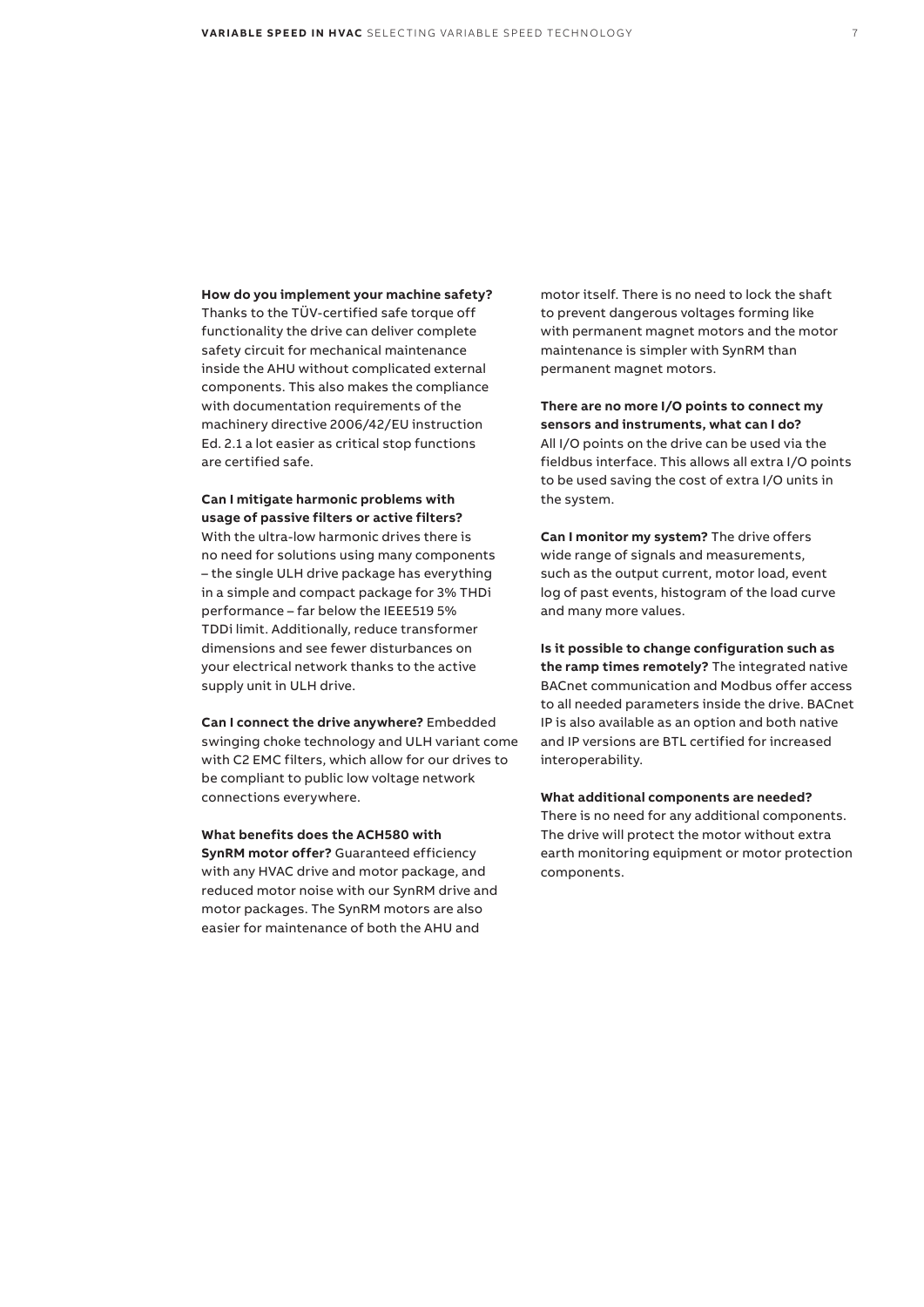**How do you implement your machine safety?** Thanks to the TÜV-certified safe torque off functionality the drive can deliver complete safety circuit for mechanical maintenance inside the AHU without complicated external components. This also makes the compliance with documentation requirements of the machinery directive 2006/42/EU instruction Ed. 2.1 a lot easier as critical stop functions are certified safe.

**Can I mitigate harmonic problems with usage of passive filters or active filters?** With the ultra-low harmonic drives there is no need for solutions using many components – the single ULH drive package has everything in a simple and compact package for 3% THDi performance – far below the IEEE519 5% TDDi limit. Additionally, reduce transformer dimensions and see fewer disturbances on your electrical network thanks to the active supply unit in ULH drive.

**Can I connect the drive anywhere?** Embedded swinging choke technology and ULH variant come with C2 EMC filters, which allow for our drives to be compliant to public low voltage network connections everywhere.

**What benefits does the ACH580 with SynRM motor offer?** Guaranteed efficiency with any HVAC drive and motor package, and reduced motor noise with our SynRM drive and motor packages. The SynRM motors are also easier for maintenance of both the AHU and motor itself. There is no need to lock the shaft to prevent dangerous voltages forming like with permanent magnet motors and the motor maintenance is simpler with SynRM than permanent magnet motors.

**There are no more I/O points to connect my sensors and instruments, what can I do?** All I/O points on the drive can be used via the fieldbus interface. This allows all extra I/O points to be used saving the cost of extra I/O units in the system.

**Can I monitor my system?** The drive offers wide range of signals and measurements, such as the output current, motor load, event log of past events, histogram of the load curve and many more values.

**Is it possible to change configuration such as the ramp times remotely?** The integrated native BACnet communication and Modbus offer access to all needed parameters inside the drive. BACnet IP is also available as an option and both native and IP versions are BTL certified for increased interoperability.

**What additional components are needed?** There is no need for any additional components. The drive will protect the motor without extra earth monitoring equipment or motor protection components.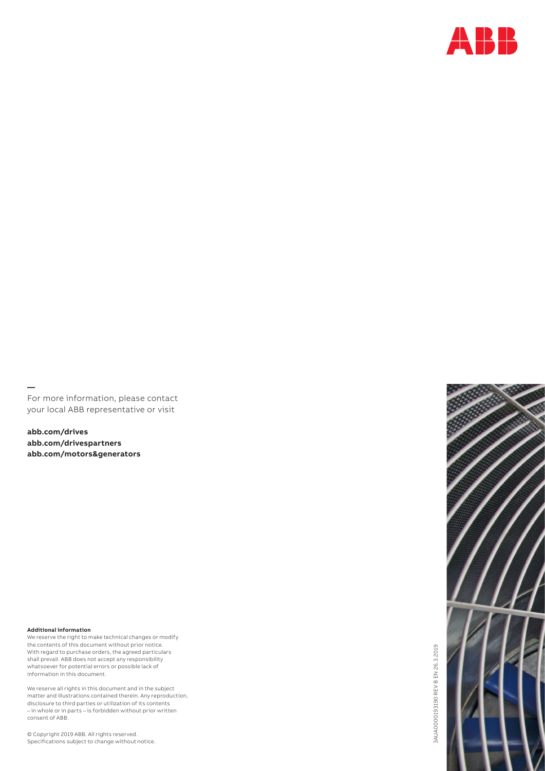—

For more information, please contact your local ABB representative or visit

**abb.com/drives**
**abb.com/drivespartners**
**abb.com/motors&generators**

**Additional information**

We reserve the right to make technical changes or modify the contents of this document without prior notice. With regard to purchase orders, the agreed particulars shall prevail. ABB does not accept any responsibility whatsoever for potential errors or possible lack of information in this document.

We reserve all rights in this document and in the subject matter and illustrations contained therein. Any reproduction, disclosure to third parties or utilization of its contents – in whole or in parts – is forbidden without prior written consent of ABB.

© Copyright 2019 ABB. All rights reserved.
Specifications subject to change without notice.

3AUA0000193190 REV B EN 26.3.2019